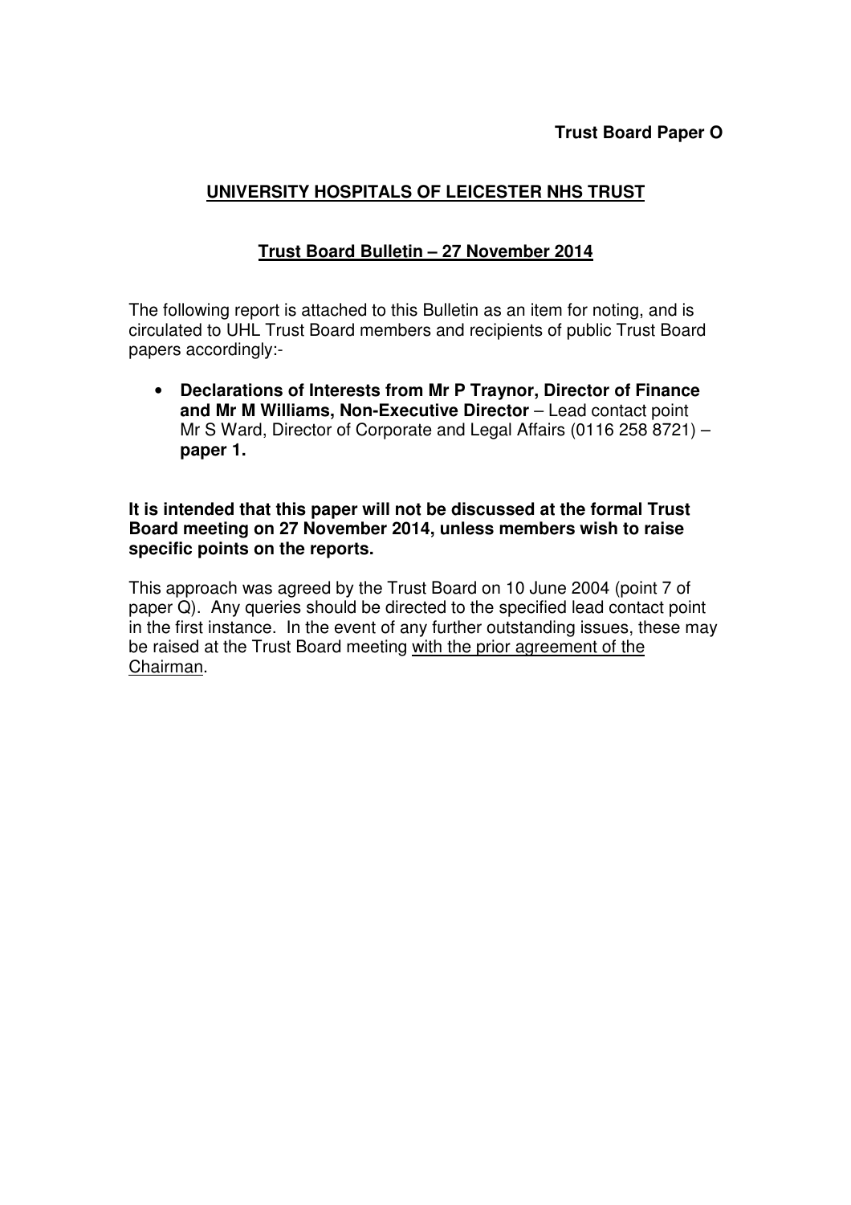**Trust Board Paper O**

## UNIVERSITY HOSPITALS OF LEICESTER NHS TRUST

### Trust Board Bulletin – 27 November 2014

The following report is attached to this Bulletin as an item for noting, and is circulated to UHL Trust Board members and recipients of public Trust Board papers accordingly:-

- **Declarations of Interests from Mr P Traynor, Director of Finance and Mr M Williams, Non-Executive Director** – Lead contact point Mr S Ward, Director of Corporate and Legal Affairs (0116 258 8721) – **paper 1.**

**It is intended that this paper will not be discussed at the formal Trust Board meeting on 27 November 2014, unless members wish to raise specific points on the reports.**

This approach was agreed by the Trust Board on 10 June 2004 (point 7 of paper Q). Any queries should be directed to the specified lead contact point in the first instance. In the event of any further outstanding issues, these may be raised at the Trust Board meeting <u>with the prior agreement of the Chairman</u>.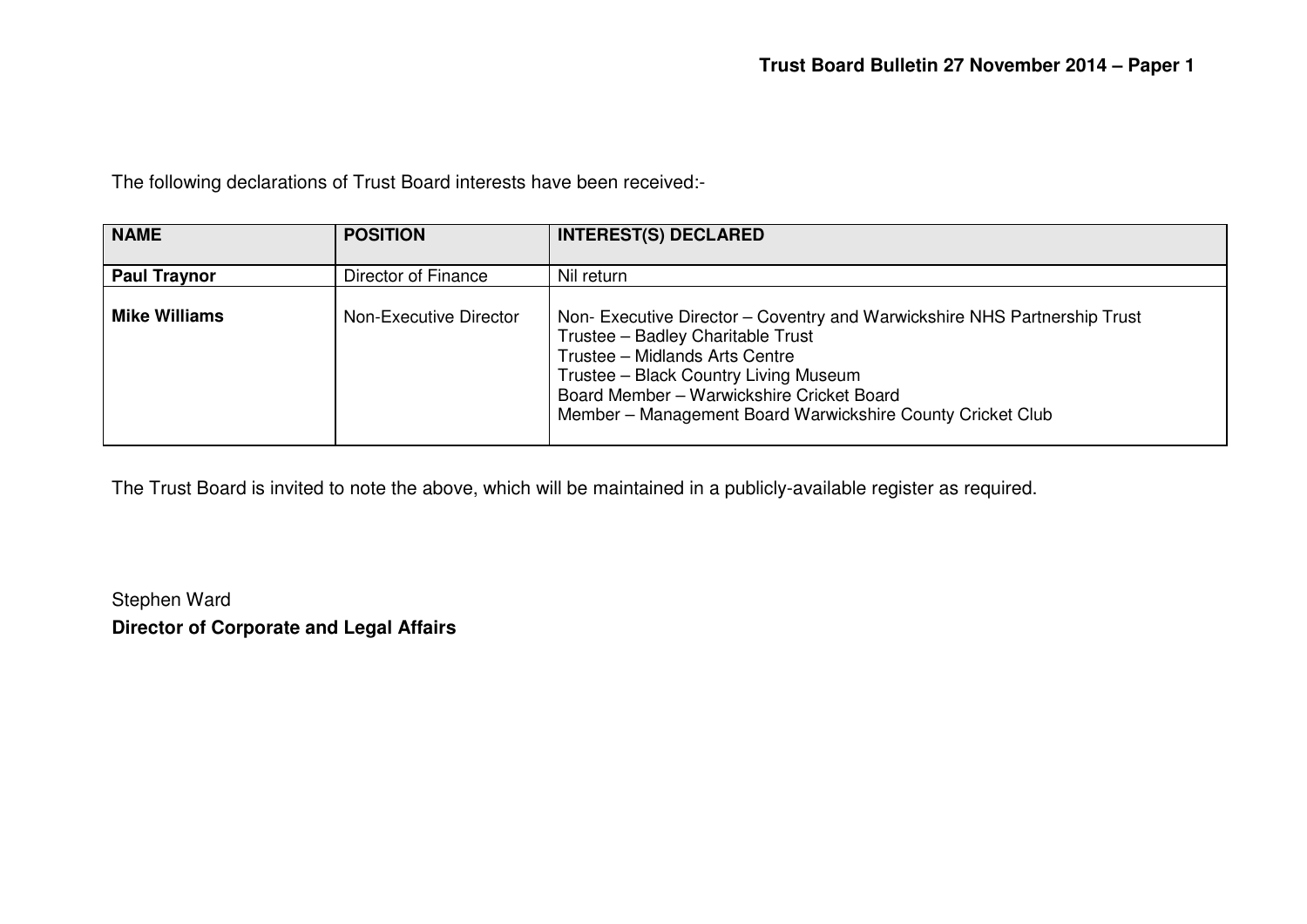**Trust Board Bulletin 27 November 2014 – Paper 1**

The following declarations of Trust Board interests have been received:-

| NAME | POSITION | INTEREST(S) DECLARED |
|---|---|---|
| **Paul Traynor** | Director of Finance | Nil return |
| **Mike Williams** | Non-Executive Director | Non- Executive Director – Coventry and Warwickshire NHS Partnership Trust<br>Trustee – Badley Charitable Trust<br>Trustee – Midlands Arts Centre<br>Trustee – Black Country Living Museum<br>Board Member – Warwickshire Cricket Board<br>Member – Management Board Warwickshire County Cricket Club |

The Trust Board is invited to note the above, which will be maintained in a publicly-available register as required.

Stephen Ward
**Director of Corporate and Legal Affairs**